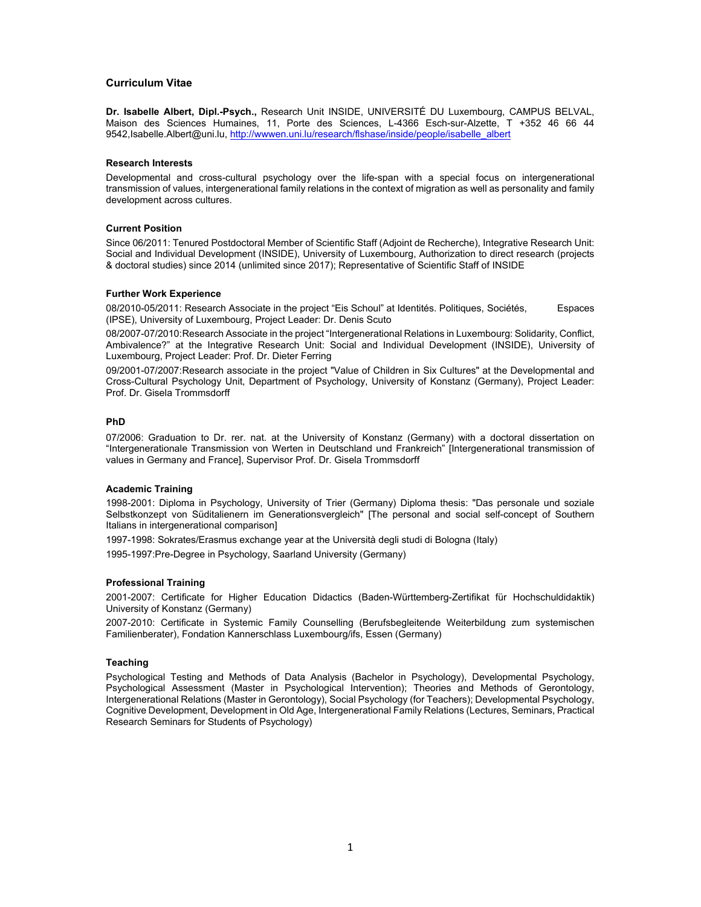# Curriculum Vitae

**Dr. Isabelle Albert, Dipl.-Psych.,** Research Unit INSIDE, UNIVERSITÉ DU Luxembourg, CAMPUS BELVAL, Maison des Sciences Humaines, 11, Porte des Sciences, L-4366 Esch-sur-Alzette, T +352 46 66 44 9542,Isabelle.Albert@uni.lu, http://wwwen.uni.lu/research/flshase/inside/people/isabelle_albert

### Research Interests

Developmental and cross-cultural psychology over the life-span with a special focus on intergenerational transmission of values, intergenerational family relations in the context of migration as well as personality and family development across cultures.

### Current Position

Since 06/2011: Tenured Postdoctoral Member of Scientific Staff (Adjoint de Recherche), Integrative Research Unit: Social and Individual Development (INSIDE), University of Luxembourg, Authorization to direct research (projects & doctoral studies) since 2014 (unlimited since 2017); Representative of Scientific Staff of INSIDE

### Further Work Experience

08/2010-05/2011: Research Associate in the project "Eis Schoul" at Identités. Politiques, Sociétés, Espaces (IPSE), University of Luxembourg, Project Leader: Dr. Denis Scuto

08/2007-07/2010:Research Associate in the project "Intergenerational Relations in Luxembourg: Solidarity, Conflict, Ambivalence?" at the Integrative Research Unit: Social and Individual Development (INSIDE), University of Luxembourg, Project Leader: Prof. Dr. Dieter Ferring

09/2001-07/2007:Research associate in the project "Value of Children in Six Cultures" at the Developmental and Cross-Cultural Psychology Unit, Department of Psychology, University of Konstanz (Germany), Project Leader: Prof. Dr. Gisela Trommsdorff

### PhD

07/2006: Graduation to Dr. rer. nat. at the University of Konstanz (Germany) with a doctoral dissertation on "Intergenerationale Transmission von Werten in Deutschland und Frankreich" [Intergenerational transmission of values in Germany and France], Supervisor Prof. Dr. Gisela Trommsdorff

### Academic Training

1998-2001: Diploma in Psychology, University of Trier (Germany) Diploma thesis: "Das personale und soziale Selbstkonzept von Süditalienern im Generationsvergleich" [The personal and social self-concept of Southern Italians in intergenerational comparison]

1997-1998: Sokrates/Erasmus exchange year at the Università degli studi di Bologna (Italy)

1995-1997:Pre-Degree in Psychology, Saarland University (Germany)

### Professional Training

2001-2007: Certificate for Higher Education Didactics (Baden-Württemberg-Zertifikat für Hochschuldidaktik) University of Konstanz (Germany)

2007-2010: Certificate in Systemic Family Counselling (Berufsbegleitende Weiterbildung zum systemischen Familienberater), Fondation Kannerschlass Luxembourg/ifs, Essen (Germany)

### Teaching

Psychological Testing and Methods of Data Analysis (Bachelor in Psychology), Developmental Psychology, Psychological Assessment (Master in Psychological Intervention); Theories and Methods of Gerontology, Intergenerational Relations (Master in Gerontology), Social Psychology (for Teachers); Developmental Psychology, Cognitive Development, Development in Old Age, Intergenerational Family Relations (Lectures, Seminars, Practical Research Seminars for Students of Psychology)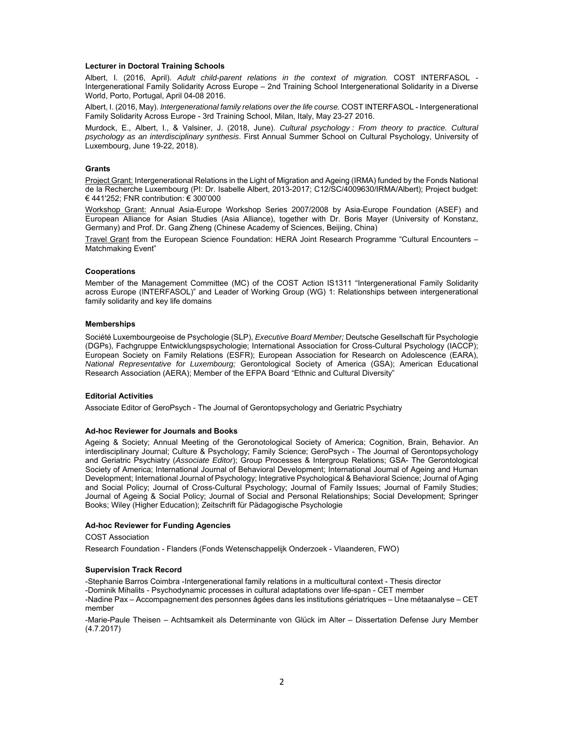**Lecturer in Doctoral Training Schools**

Albert, I. (2016, April). *Adult child-parent relations in the context of migration.* COST INTERFASOL - Intergenerational Family Solidarity Across Europe – 2nd Training School Intergenerational Solidarity in a Diverse World, Porto, Portugal, April 04-08 2016.

Albert, I. (2016, May). *Intergenerational family relations over the life course.* COST INTERFASOL - Intergenerational Family Solidarity Across Europe - 3rd Training School, Milan, Italy, May 23-27 2016.

Murdock, E., Albert, I., & Valsiner, J. (2018, June). *Cultural psychology : From theory to practice. Cultural psychology as an interdisciplinary synthesis*. First Annual Summer School on Cultural Psychology, University of Luxembourg, June 19-22, 2018).

**Grants**

Project Grant: Intergenerational Relations in the Light of Migration and Ageing (IRMA) funded by the Fonds National de la Recherche Luxembourg (PI: Dr. Isabelle Albert, 2013-2017; C12/SC/4009630/IRMA/Albert); Project budget: € 441'252; FNR contribution: € 300'000

Workshop Grant: Annual Asia-Europe Workshop Series 2007/2008 by Asia-Europe Foundation (ASEF) and European Alliance for Asian Studies (Asia Alliance), together with Dr. Boris Mayer (University of Konstanz, Germany) and Prof. Dr. Gang Zheng (Chinese Academy of Sciences, Beijing, China)

Travel Grant from the European Science Foundation: HERA Joint Research Programme "Cultural Encounters – Matchmaking Event"

**Cooperations**

Member of the Management Committee (MC) of the COST Action IS1311 "Intergenerational Family Solidarity across Europe (INTERFASOL)" and Leader of Working Group (WG) 1: Relationships between intergenerational family solidarity and key life domains

**Memberships**

Société Luxembourgeoise de Psychologie (SLP), *Executive Board Member;* Deutsche Gesellschaft für Psychologie (DGPs), Fachgruppe Entwicklungspsychologie; International Association for Cross-Cultural Psychology (IACCP); European Society on Family Relations (ESFR); European Association for Research on Adolescence (EARA), *National Representative for Luxembourg;* Gerontological Society of America (GSA); American Educational Research Association (AERA); Member of the EFPA Board "Ethnic and Cultural Diversity"

**Editorial Activities**

Associate Editor of GeroPsych - The Journal of Gerontopsychology and Geriatric Psychiatry

**Ad-hoc Reviewer for Journals and Books**

Ageing & Society; Annual Meeting of the Geronotological Society of America; Cognition, Brain, Behavior. An interdisciplinary Journal; Culture & Psychology; Family Science; GeroPsych - The Journal of Gerontopsychology and Geriatric Psychiatry (*Associate Editor*); Group Processes & Intergroup Relations; GSA- The Gerontological Society of America; International Journal of Behavioral Development; International Journal of Ageing and Human Development; International Journal of Psychology; Integrative Psychological & Behavioral Science; Journal of Aging and Social Policy; Journal of Cross-Cultural Psychology; Journal of Family Issues; Journal of Family Studies; Journal of Ageing & Social Policy; Journal of Social and Personal Relationships; Social Development; Springer Books; Wiley (Higher Education); Zeitschrift für Pädagogische Psychologie

**Ad-hoc Reviewer for Funding Agencies**

COST Association

Research Foundation - Flanders (Fonds Wetenschappelijk Onderzoek - Vlaanderen, FWO)

**Supervision Track Record**

-Stephanie Barros Coimbra -Intergenerational family relations in a multicultural context - Thesis director
-Dominik Mihalits - Psychodynamic processes in cultural adaptations over life-span - CET member
-Nadine Pax – Accompagnement des personnes âgées dans les institutions gériatriques – Une métaanalyse – CET member

-Marie-Paule Theisen – Achtsamkeit als Determinante von Glück im Alter – Dissertation Defense Jury Member (4.7.2017)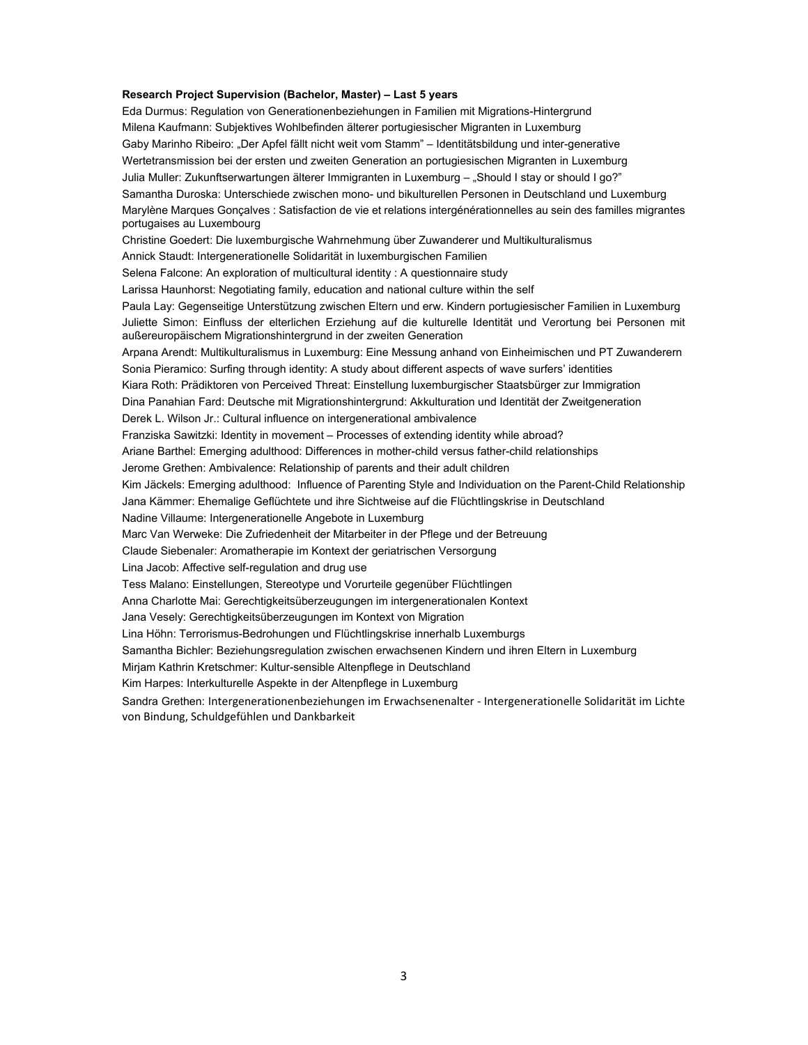**Research Project Supervision (Bachelor, Master) – Last 5 years**

Eda Durmus: Regulation von Generationenbeziehungen in Familien mit Migrations-Hintergrund

Milena Kaufmann: Subjektives Wohlbefinden älterer portugiesischer Migranten in Luxemburg

Gaby Marinho Ribeiro: „Der Apfel fällt nicht weit vom Stamm" – Identitätsbildung und inter-generative Wertetransmission bei der ersten und zweiten Generation an portugiesischen Migranten in Luxemburg

Julia Muller: Zukunftserwartungen älterer Immigranten in Luxemburg – „Should I stay or should I go?"

Samantha Duroska: Unterschiede zwischen mono- und bikulturellen Personen in Deutschland und Luxemburg

Marylène Marques Gonçalves : Satisfaction de vie et relations intergénérationnelles au sein des familles migrantes portugaises au Luxembourg

Christine Goedert: Die luxemburgische Wahrnehmung über Zuwanderer und Multikulturalismus

Annick Staudt: Intergenerationelle Solidarität in luxemburgischen Familien

Selena Falcone: An exploration of multicultural identity : A questionnaire study

Larissa Haunhorst: Negotiating family, education and national culture within the self

Paula Lay: Gegenseitige Unterstützung zwischen Eltern und erw. Kindern portugiesischer Familien in Luxemburg

Juliette Simon: Einfluss der elterlichen Erziehung auf die kulturelle Identität und Verortung bei Personen mit außereuropäischem Migrationshintergrund in der zweiten Generation

Arpana Arendt: Multikulturalismus in Luxemburg: Eine Messung anhand von Einheimischen und PT Zuwanderern

Sonia Pieramico: Surfing through identity: A study about different aspects of wave surfers' identities

Kiara Roth: Prädiktoren von Perceived Threat: Einstellung luxemburgischer Staatsbürger zur Immigration

Dina Panahian Fard: Deutsche mit Migrationshintergrund: Akkulturation und Identität der Zweitgeneration

Derek L. Wilson Jr.: Cultural influence on intergenerational ambivalence

Franziska Sawitzki: Identity in movement – Processes of extending identity while abroad?

Ariane Barthel: Emerging adulthood: Differences in mother-child versus father-child relationships

Jerome Grethen: Ambivalence: Relationship of parents and their adult children

Kim Jäckels: Emerging adulthood: Influence of Parenting Style and Individuation on the Parent-Child Relationship

Jana Kämmer: Ehemalige Geflüchtete und ihre Sichtweise auf die Flüchtlingskrise in Deutschland

Nadine Villaume: Intergenerationelle Angebote in Luxemburg

Marc Van Werweke: Die Zufriedenheit der Mitarbeiter in der Pflege und der Betreuung

Claude Siebenaler: Aromatherapie im Kontext der geriatrischen Versorgung

Lina Jacob: Affective self-regulation and drug use

Tess Malano: Einstellungen, Stereotype und Vorurteile gegenüber Flüchtlingen

Anna Charlotte Mai: Gerechtigkeitsüberzeugungen im intergenerationalen Kontext

Jana Vesely: Gerechtigkeitsüberzeugungen im Kontext von Migration

Lina Höhn: Terrorismus-Bedrohungen und Flüchtlingskrise innerhalb Luxemburgs

Samantha Bichler: Beziehungsregulation zwischen erwachsenen Kindern und ihren Eltern in Luxemburg

Mirjam Kathrin Kretschmer: Kultur-sensible Altenpflege in Deutschland

Kim Harpes: Interkulturelle Aspekte in der Altenpflege in Luxemburg

Sandra Grethen: Intergenerationenbeziehungen im Erwachsenenalter - Intergenerationelle Solidarität im Lichte von Bindung, Schuldgefühlen und Dankbarkeit